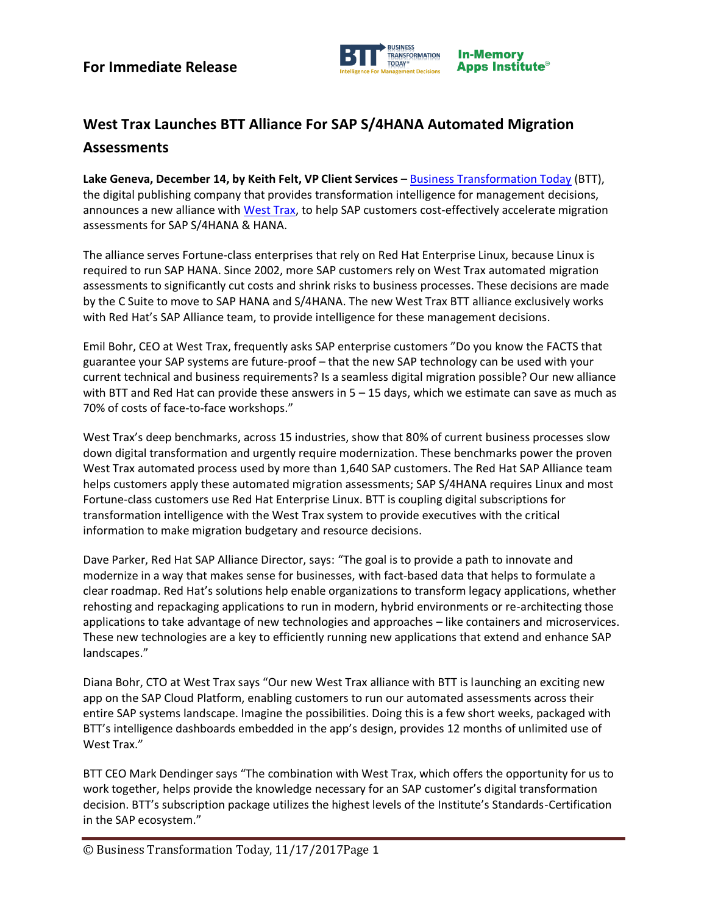**For Immediate Release**

# West Trax Launches BTT Alliance For SAP S/4HANA Automated Migration Assessments

**Lake Geneva, December 14, by Keith Felt, VP Client Services** – Business Transformation Today (BTT), the digital publishing company that provides transformation intelligence for management decisions, announces a new alliance with West Trax, to help SAP customers cost-effectively accelerate migration assessments for SAP S/4HANA & HANA.

The alliance serves Fortune-class enterprises that rely on Red Hat Enterprise Linux, because Linux is required to run SAP HANA. Since 2002, more SAP customers rely on West Trax automated migration assessments to significantly cut costs and shrink risks to business processes. These decisions are made by the C Suite to move to SAP HANA and S/4HANA. The new West Trax BTT alliance exclusively works with Red Hat's SAP Alliance team, to provide intelligence for these management decisions.

Emil Bohr, CEO at West Trax, frequently asks SAP enterprise customers "Do you know the FACTS that guarantee your SAP systems are future-proof – that the new SAP technology can be used with your current technical and business requirements? Is a seamless digital migration possible? Our new alliance with BTT and Red Hat can provide these answers in 5 – 15 days, which we estimate can save as much as 70% of costs of face-to-face workshops."

West Trax's deep benchmarks, across 15 industries, show that 80% of current business processes slow down digital transformation and urgently require modernization. These benchmarks power the proven West Trax automated process used by more than 1,640 SAP customers. The Red Hat SAP Alliance team helps customers apply these automated migration assessments; SAP S/4HANA requires Linux and most Fortune-class customers use Red Hat Enterprise Linux. BTT is coupling digital subscriptions for transformation intelligence with the West Trax system to provide executives with the critical information to make migration budgetary and resource decisions.

Dave Parker, Red Hat SAP Alliance Director, says: "The goal is to provide a path to innovate and modernize in a way that makes sense for businesses, with fact-based data that helps to formulate a clear roadmap. Red Hat's solutions help enable organizations to transform legacy applications, whether rehosting and repackaging applications to run in modern, hybrid environments or re-architecting those applications to take advantage of new technologies and approaches – like containers and microservices. These new technologies are a key to efficiently running new applications that extend and enhance SAP landscapes."

Diana Bohr, CTO at West Trax says "Our new West Trax alliance with BTT is launching an exciting new app on the SAP Cloud Platform, enabling customers to run our automated assessments across their entire SAP systems landscape. Imagine the possibilities. Doing this is a few short weeks, packaged with BTT's intelligence dashboards embedded in the app's design, provides 12 months of unlimited use of West Trax."

BTT CEO Mark Dendinger says "The combination with West Trax, which offers the opportunity for us to work together, helps provide the knowledge necessary for an SAP customer's digital transformation decision. BTT's subscription package utilizes the highest levels of the Institute's Standards-Certification in the SAP ecosystem."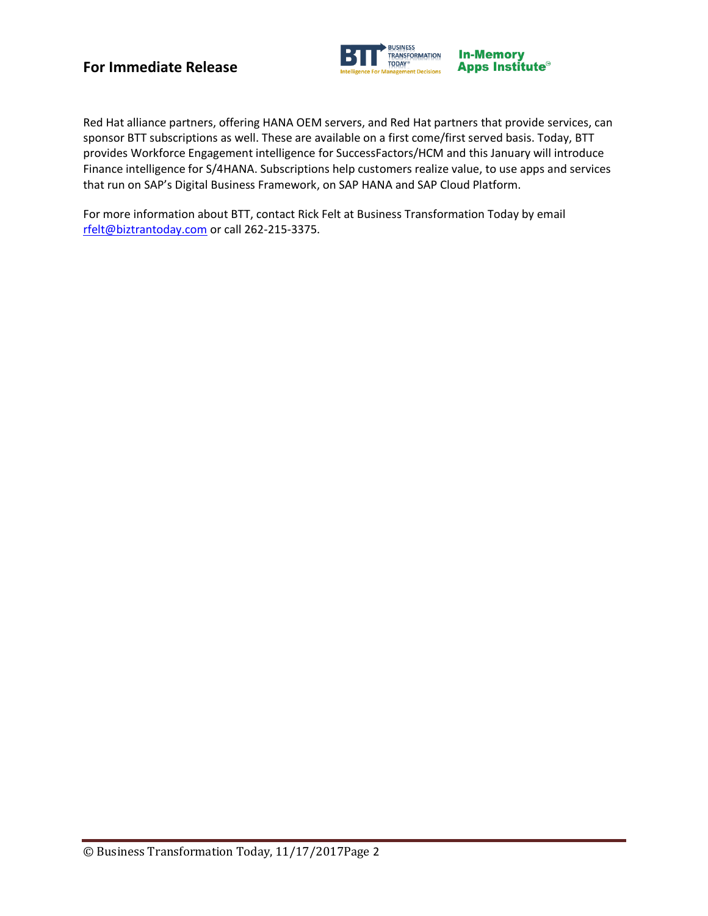Red Hat alliance partners, offering HANA OEM servers, and Red Hat partners that provide services, can sponsor BTT subscriptions as well. These are available on a first come/first served basis. Today, BTT provides Workforce Engagement intelligence for SuccessFactors/HCM and this January will introduce Finance intelligence for S/4HANA. Subscriptions help customers realize value, to use apps and services that run on SAP's Digital Business Framework, on SAP HANA and SAP Cloud Platform.

For more information about BTT, contact Rick Felt at Business Transformation Today by email rfelt@biztrantoday.com or call 262-215-3375.